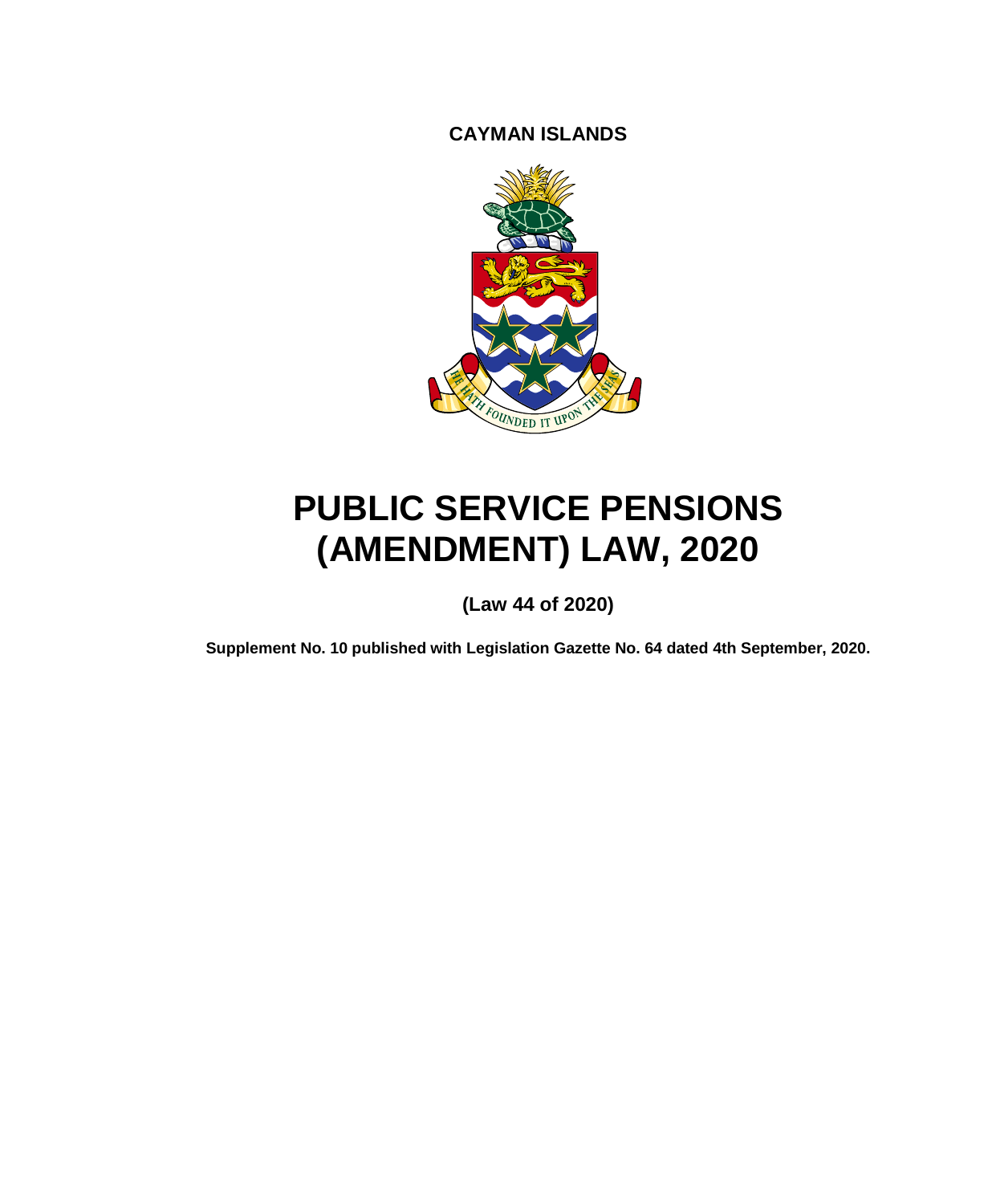**CAYMAN ISLANDS**

# PUBLIC SERVICE PENSIONS (AMENDMENT) LAW, 2020

**(Law 44 of 2020)**

**Supplement No. 10 published with Legislation Gazette No. 64 dated 4th September, 2020.**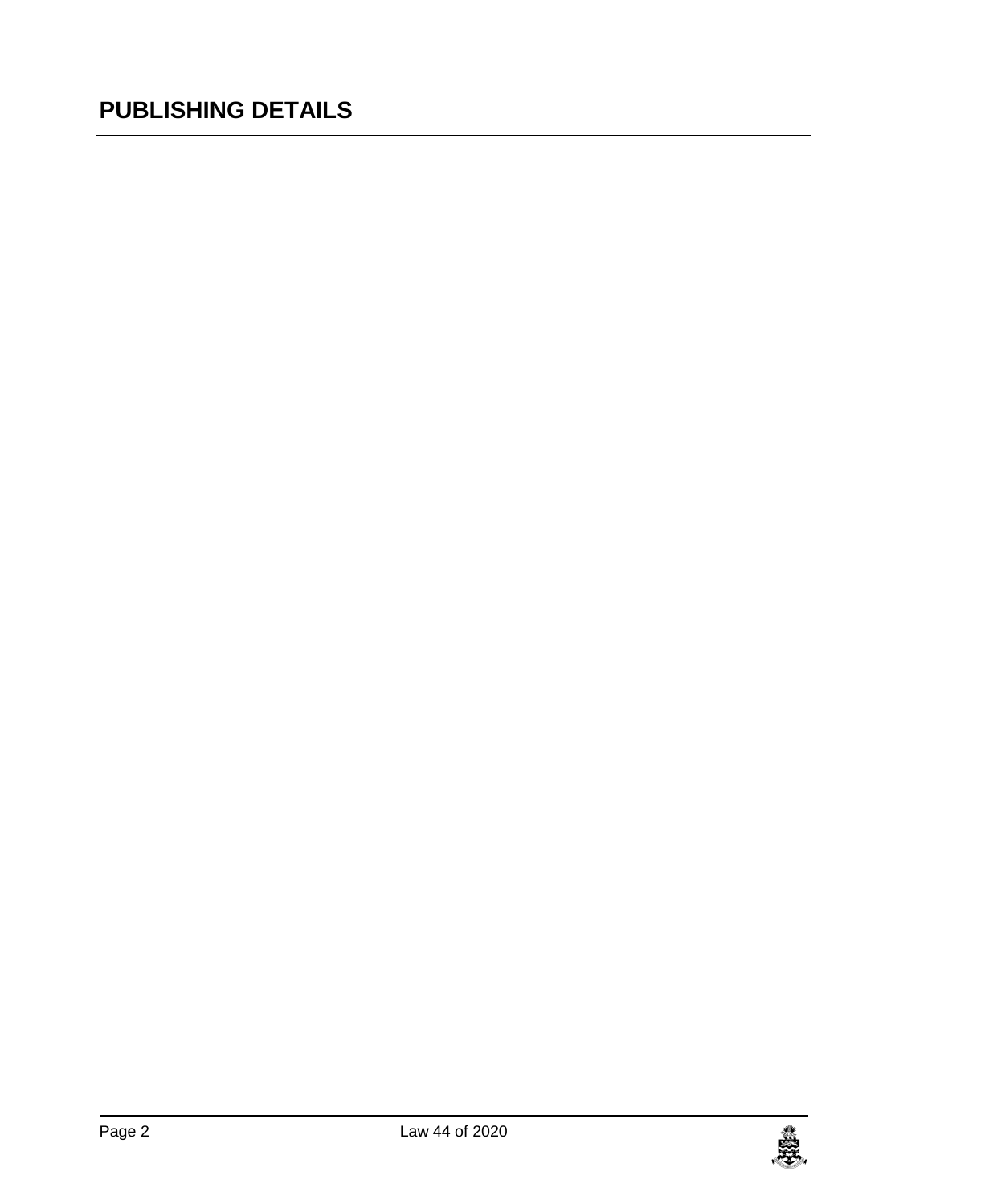## PUBLISHING DETAILS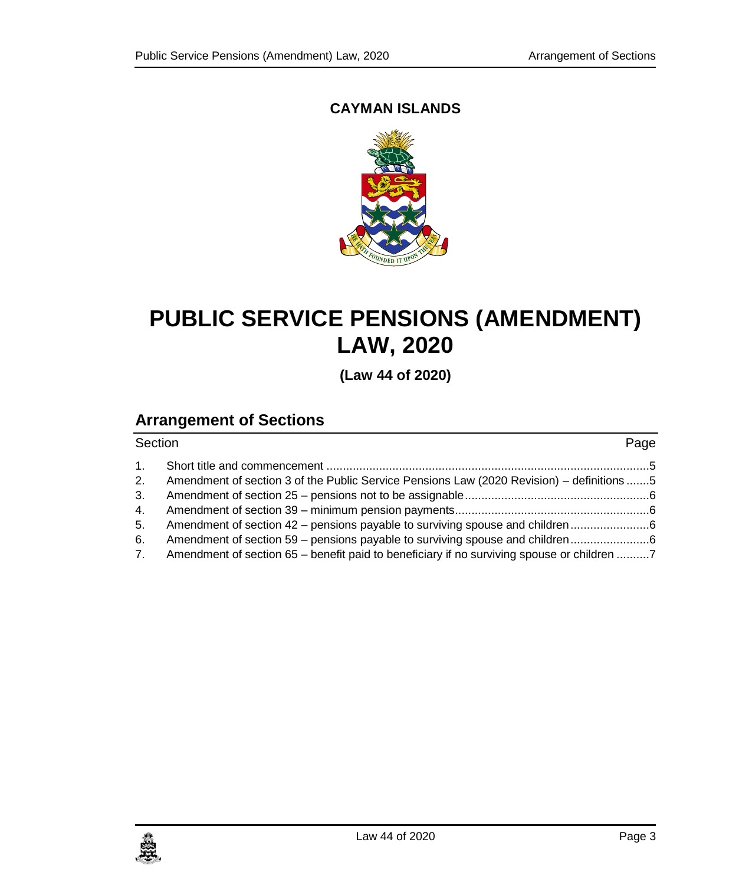**CAYMAN ISLANDS**

# PUBLIC SERVICE PENSIONS (AMENDMENT) LAW, 2020

**(Law 44 of 2020)**

## Arrangement of Sections

| Section | | Page |
|---|---|---|
| 1. | Short title and commencement | 5 |
| 2. | Amendment of section 3 of the Public Service Pensions Law (2020 Revision) – definitions | 5 |
| 3. | Amendment of section 25 – pensions not to be assignable | 6 |
| 4. | Amendment of section 39 – minimum pension payments | 6 |
| 5. | Amendment of section 42 – pensions payable to surviving spouse and children | 6 |
| 6. | Amendment of section 59 – pensions payable to surviving spouse and children | 6 |
| 7. | Amendment of section 65 – benefit paid to beneficiary if no surviving spouse or children | 7 |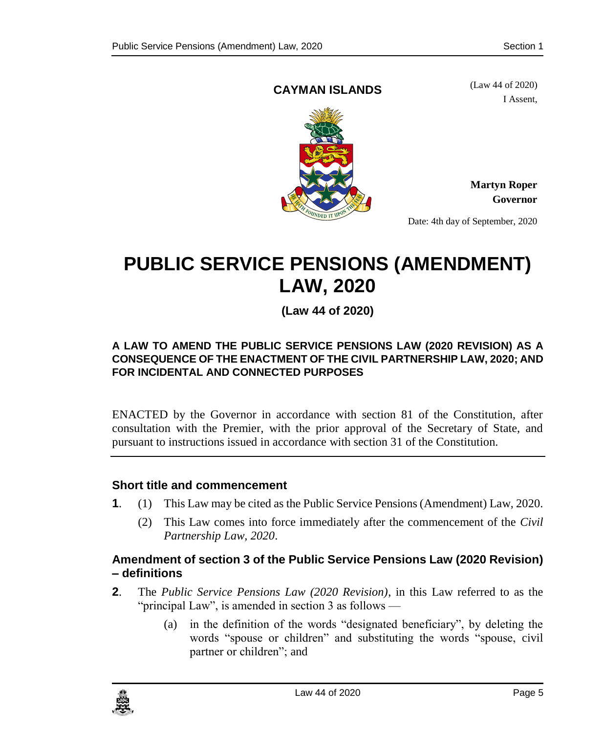**CAYMAN ISLANDS**

(Law 44 of 2020)

I Assent,

**Martyn Roper**
**Governor**

Date: 4th day of September, 2020

# PUBLIC SERVICE PENSIONS (AMENDMENT) LAW, 2020

**(Law 44 of 2020)**

**A LAW TO AMEND THE PUBLIC SERVICE PENSIONS LAW (2020 REVISION) AS A CONSEQUENCE OF THE ENACTMENT OF THE CIVIL PARTNERSHIP LAW, 2020; AND FOR INCIDENTAL AND CONNECTED PURPOSES**

ENACTED by the Governor in accordance with section 81 of the Constitution, after consultation with the Premier, with the prior approval of the Secretary of State, and pursuant to instructions issued in accordance with section 31 of the Constitution.

### Short title and commencement

**1**. (1) This Law may be cited as the Public Service Pensions (Amendment) Law, 2020.

(2) This Law comes into force immediately after the commencement of the *Civil Partnership Law, 2020*.

### Amendment of section 3 of the Public Service Pensions Law (2020 Revision) – definitions

**2**. The *Public Service Pensions Law (2020 Revision)*, in this Law referred to as the "principal Law", is amended in section 3 as follows —

(a) in the definition of the words "designated beneficiary", by deleting the words "spouse or children" and substituting the words "spouse, civil partner or children"; and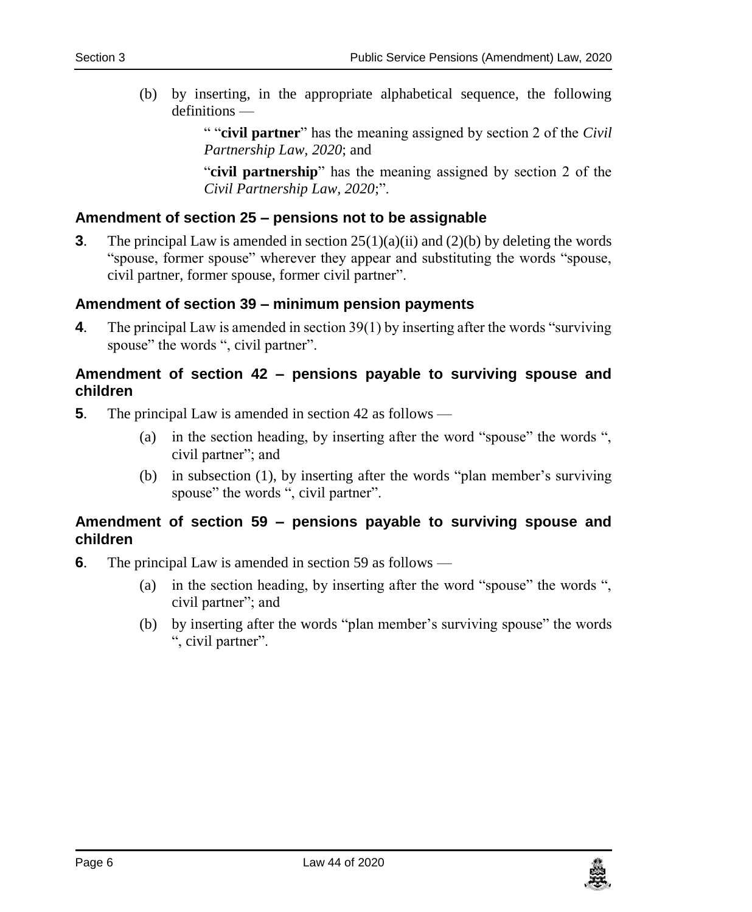(b) by inserting, in the appropriate alphabetical sequence, the following definitions —

> " "**civil partner**" has the meaning assigned by section 2 of the *Civil Partnership Law, 2020*; and
>
> "**civil partnership**" has the meaning assigned by section 2 of the *Civil Partnership Law, 2020*;".

### Amendment of section 25 – pensions not to be assignable

**3**. The principal Law is amended in section 25(1)(a)(ii) and (2)(b) by deleting the words "spouse, former spouse" wherever they appear and substituting the words "spouse, civil partner, former spouse, former civil partner".

### Amendment of section 39 – minimum pension payments

**4**. The principal Law is amended in section 39(1) by inserting after the words "surviving spouse" the words ", civil partner".

### Amendment of section 42 – pensions payable to surviving spouse and children

**5**. The principal Law is amended in section 42 as follows —

(a) in the section heading, by inserting after the word "spouse" the words ", civil partner"; and

(b) in subsection (1), by inserting after the words "plan member's surviving spouse" the words ", civil partner".

### Amendment of section 59 – pensions payable to surviving spouse and children

**6**. The principal Law is amended in section 59 as follows —

(a) in the section heading, by inserting after the word "spouse" the words ", civil partner"; and

(b) by inserting after the words "plan member's surviving spouse" the words ", civil partner".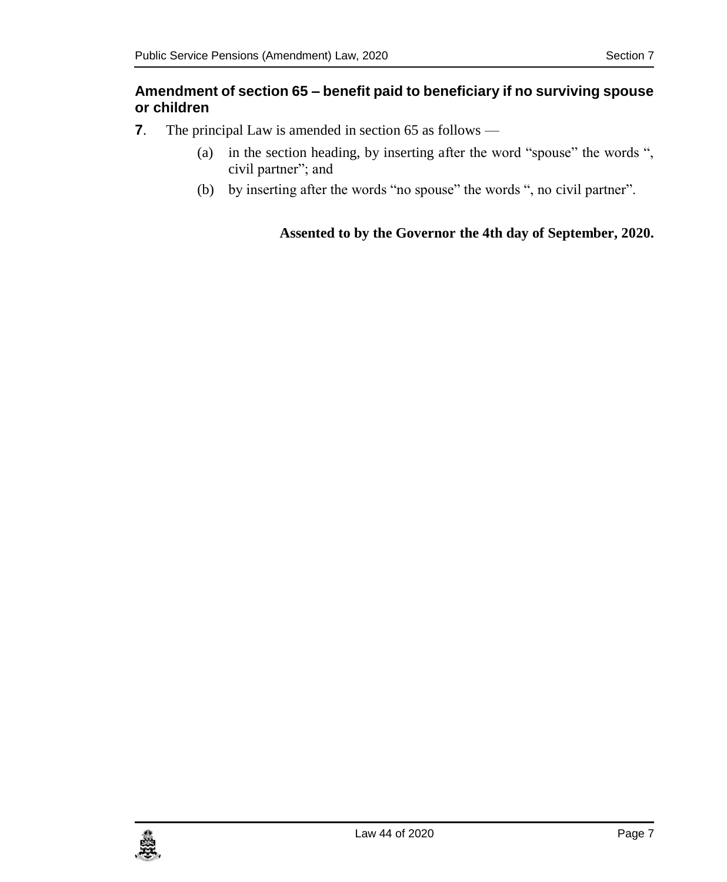### Amendment of section 65 – benefit paid to beneficiary if no surviving spouse or children

**7**. The principal Law is amended in section 65 as follows —

(a) in the section heading, by inserting after the word "spouse" the words ", civil partner"; and

(b) by inserting after the words "no spouse" the words ", no civil partner".

**Assented to by the Governor the 4th day of September, 2020.**